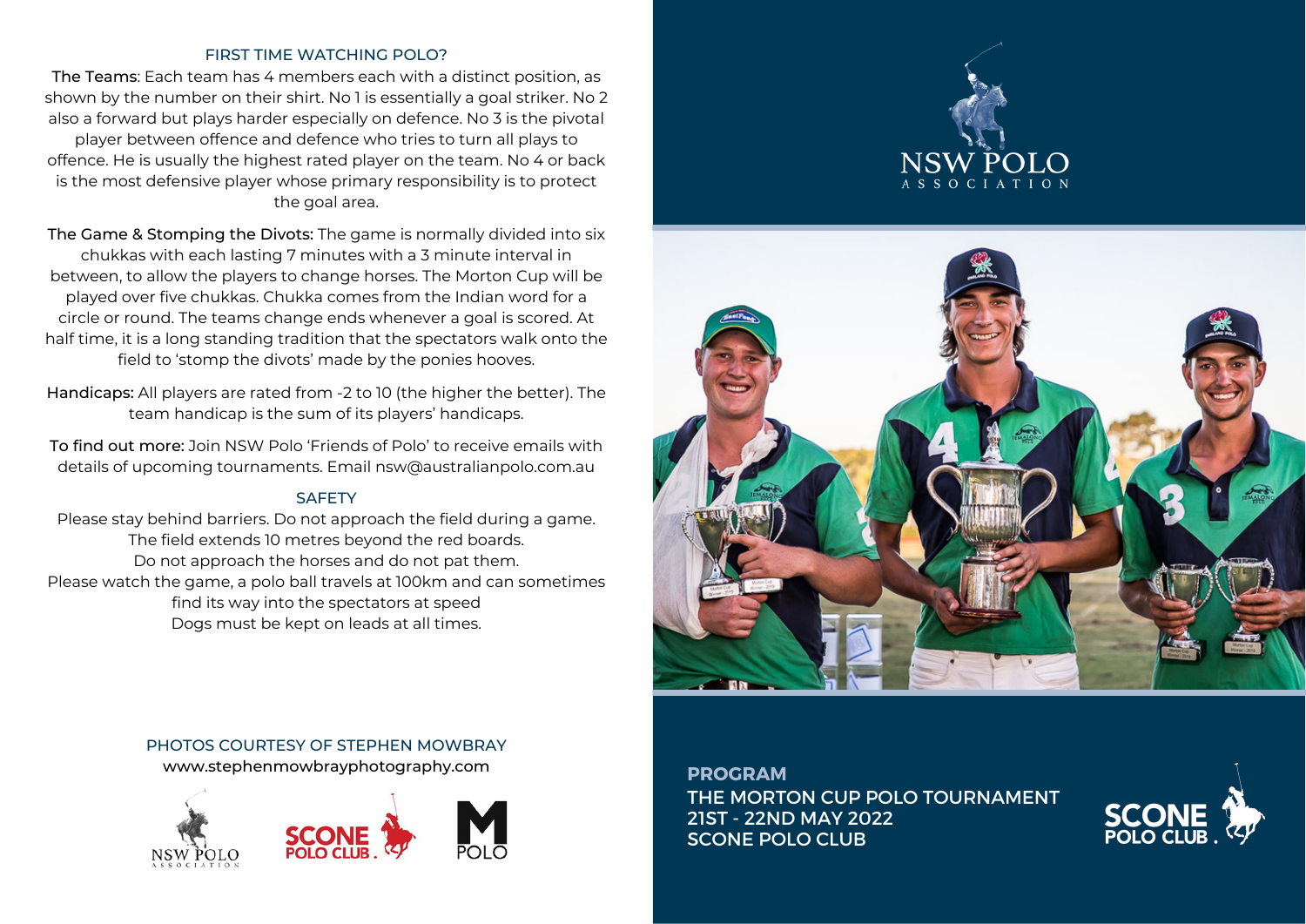## FIRST TIME WATCHING POLO?

**The Teams**: Each team has 4 members each with a distinct position, as shown by the number on their shirt. No 1 is essentially a goal striker. No 2 also a forward but plays harder especially on defence. No 3 is the pivotal player between offence and defence who tries to turn all plays to offence. He is usually the highest rated player on the team. No 4 or back is the most defensive player whose primary responsibility is to protect the goal area.

**The Game & Stomping the Divots:** The game is normally divided into six chukkas with each lasting 7 minutes with a 3 minute interval in between, to allow the players to change horses. The Morton Cup will be played over five chukkas. Chukka comes from the Indian word for a circle or round. The teams change ends whenever a goal is scored. At half time, it is a long standing tradition that the spectators walk onto the field to 'stomp the divots' made by the ponies hooves.

**Handicaps:** All players are rated from -2 to 10 (the higher the better). The team handicap is the sum of its players' handicaps.

**To find out more:** Join NSW Polo 'Friends of Polo' to receive emails with details of upcoming tournaments. Email nsw@australianpolo.com.au

## SAFETY

Please stay behind barriers. Do not approach the field during a game.
The field extends 10 metres beyond the red boards.
Do not approach the horses and do not pat them.
Please watch the game, a polo ball travels at 100km and can sometimes find its way into the spectators at speed
Dogs must be kept on leads at all times.

PHOTOS COURTESY OF STEPHEN MOWBRAY
www.stephenmowbrayphotography.com

NSW POLO ASSOCIATION

SCONE POLO CLUB

M POLO

# NSW POLO ASSOCIATION

**PROGRAM**

**THE MORTON CUP POLO TOURNAMENT**
**21ST - 22ND MAY 2022**
**SCONE POLO CLUB**

SCONE POLO CLUB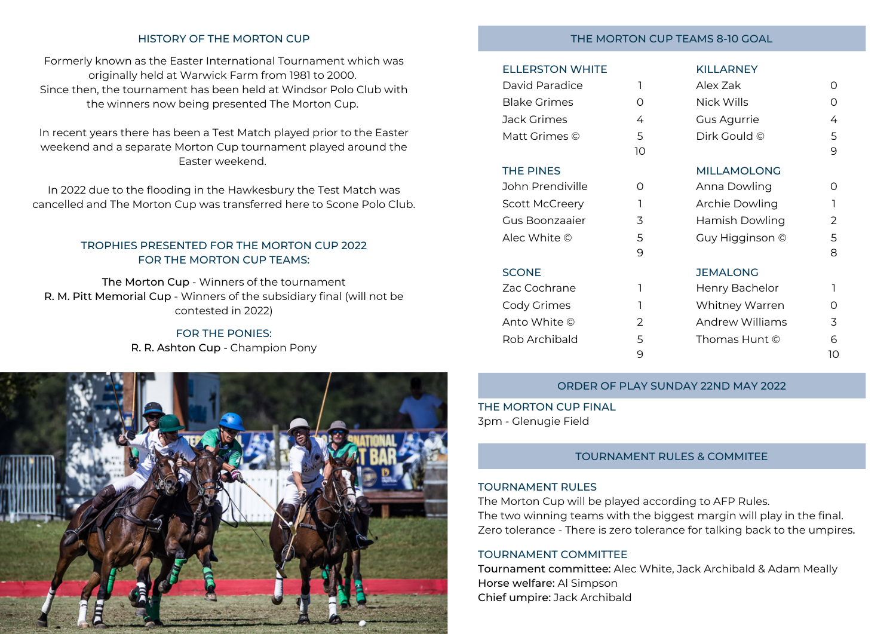## HISTORY OF THE MORTON CUP

Formerly known as the Easter International Tournament which was originally held at Warwick Farm from 1981 to 2000. Since then, the tournament has been held at Windsor Polo Club with the winners now being presented The Morton Cup.

In recent years there has been a Test Match played prior to the Easter weekend and a separate Morton Cup tournament played around the Easter weekend.

In 2022 due to the flooding in the Hawkesbury the Test Match was cancelled and The Morton Cup was transferred here to Scone Polo Club.

## TROPHIES PRESENTED FOR THE MORTON CUP 2022 FOR THE MORTON CUP TEAMS:

**The Morton Cup** - Winners of the tournament
**R. M. Pitt Memorial Cup** - Winners of the subsidiary final (will not be contested in 2022)

### FOR THE PONIES:

**R. R. Ashton Cup** - Champion Pony

## THE MORTON CUP TEAMS 8-10 GOAL

### ELLERSTON WHITE

| | |
|---|---|
| David Paradice | 1 |
| Blake Grimes | 0 |
| Jack Grimes | 4 |
| Matt Grimes © | 5 |
| | 10 |

### KILLARNEY

| | |
|---|---|
| Alex Zak | 0 |
| Nick Wills | 0 |
| Gus Agurrie | 4 |
| Dirk Gould © | 5 |
| | 9 |

### THE PINES

| | |
|---|---|
| John Prendiville | 0 |
| Scott McCreery | 1 |
| Gus Boonzaaier | 3 |
| Alec White © | 5 |
| | 9 |

### MILLAMOLONG

| | |
|---|---|
| Anna Dowling | 0 |
| Archie Dowling | 1 |
| Hamish Dowling | 2 |
| Guy Higginson © | 5 |
| | 8 |

### SCONE

| | |
|---|---|
| Zac Cochrane | 1 |
| Cody Grimes | 1 |
| Anto White © | 2 |
| Rob Archibald | 5 |
| | 9 |

### JEMALONG

| | |
|---|---|
| Henry Bachelor | 1 |
| Whitney Warren | 0 |
| Andrew Williams | 3 |
| Thomas Hunt © | 6 |
| | 10 |

## ORDER OF PLAY SUNDAY 22ND MAY 2022

### THE MORTON CUP FINAL

3pm - Glenugie Field

## TOURNAMENT RULES & COMMITEE

### TOURNAMENT RULES

The Morton Cup will be played according to AFP Rules.
The two winning teams with the biggest margin will play in the final.
Zero tolerance - There is zero tolerance for talking back to the umpires.

### TOURNAMENT COMMITTEE

**Tournament committee:** Alec White, Jack Archibald & Adam Meally
**Horse welfare:** Al Simpson
**Chief umpire:** Jack Archibald